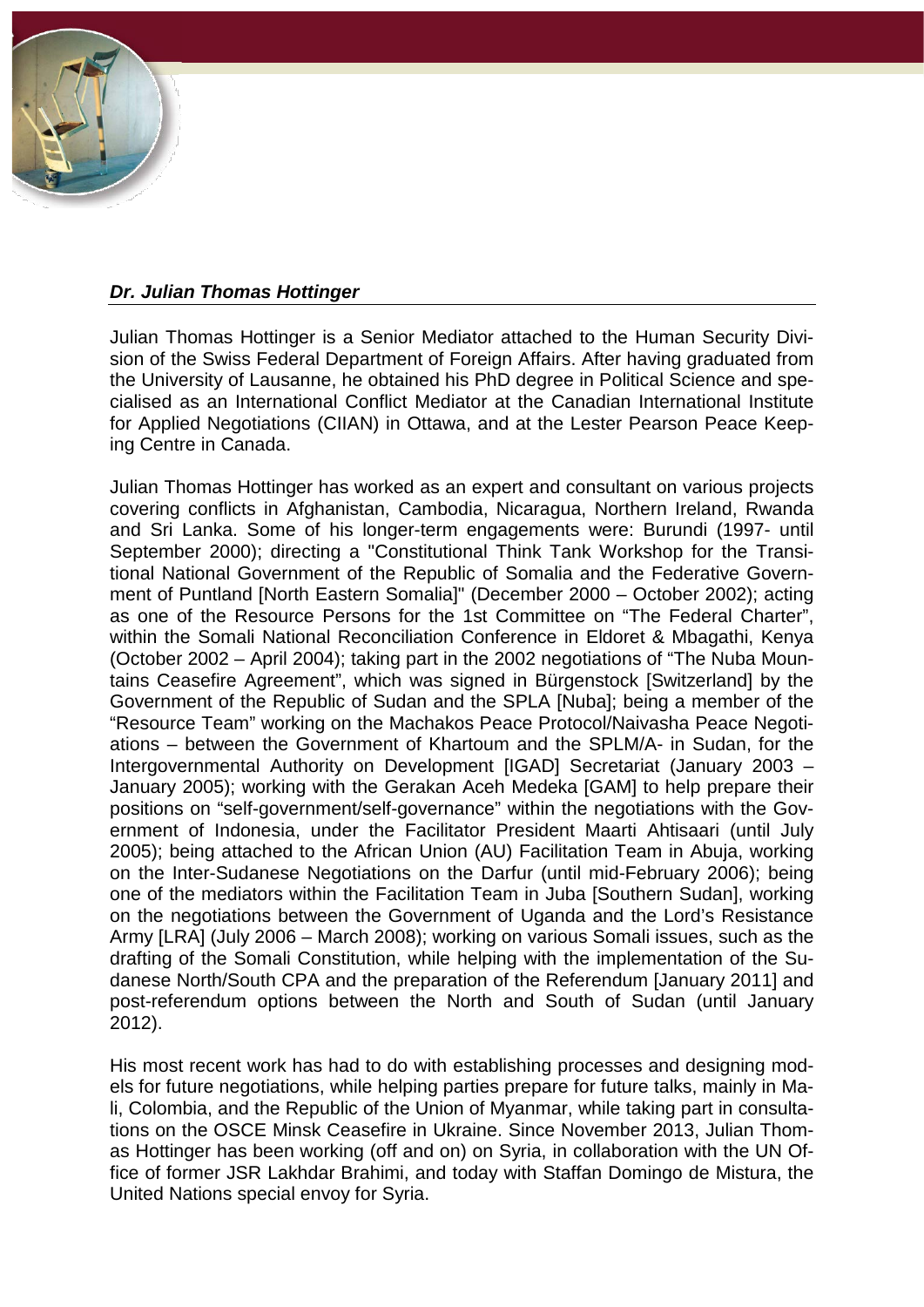***Dr. Julian Thomas Hottinger***

Julian Thomas Hottinger is a Senior Mediator attached to the Human Security Division of the Swiss Federal Department of Foreign Affairs. After having graduated from the University of Lausanne, he obtained his PhD degree in Political Science and specialised as an International Conflict Mediator at the Canadian International Institute for Applied Negotiations (CIIAN) in Ottawa, and at the Lester Pearson Peace Keeping Centre in Canada.

Julian Thomas Hottinger has worked as an expert and consultant on various projects covering conflicts in Afghanistan, Cambodia, Nicaragua, Northern Ireland, Rwanda and Sri Lanka. Some of his longer-term engagements were: Burundi (1997- until September 2000); directing a "Constitutional Think Tank Workshop for the Transitional National Government of the Republic of Somalia and the Federative Government of Puntland [North Eastern Somalia]" (December 2000 – October 2002); acting as one of the Resource Persons for the 1st Committee on "The Federal Charter", within the Somali National Reconciliation Conference in Eldoret & Mbagathi, Kenya (October 2002 – April 2004); taking part in the 2002 negotiations of "The Nuba Mountains Ceasefire Agreement", which was signed in Bürgenstock [Switzerland] by the Government of the Republic of Sudan and the SPLA [Nuba]; being a member of the "Resource Team" working on the Machakos Peace Protocol/Naivasha Peace Negotiations – between the Government of Khartoum and the SPLM/A- in Sudan, for the Intergovernmental Authority on Development [IGAD] Secretariat (January 2003 – January 2005); working with the Gerakan Aceh Medeka [GAM] to help prepare their positions on "self-government/self-governance" within the negotiations with the Government of Indonesia, under the Facilitator President Maarti Ahtisaari (until July 2005); being attached to the African Union (AU) Facilitation Team in Abuja, working on the Inter-Sudanese Negotiations on the Darfur (until mid-February 2006); being one of the mediators within the Facilitation Team in Juba [Southern Sudan], working on the negotiations between the Government of Uganda and the Lord's Resistance Army [LRA] (July 2006 – March 2008); working on various Somali issues, such as the drafting of the Somali Constitution, while helping with the implementation of the Sudanese North/South CPA and the preparation of the Referendum [January 2011] and post-referendum options between the North and South of Sudan (until January 2012).

His most recent work has had to do with establishing processes and designing models for future negotiations, while helping parties prepare for future talks, mainly in Mali, Colombia, and the Republic of the Union of Myanmar, while taking part in consultations on the OSCE Minsk Ceasefire in Ukraine. Since November 2013, Julian Thomas Hottinger has been working (off and on) on Syria, in collaboration with the UN Office of former JSR Lakhdar Brahimi, and today with Staffan Domingo de Mistura, the United Nations special envoy for Syria.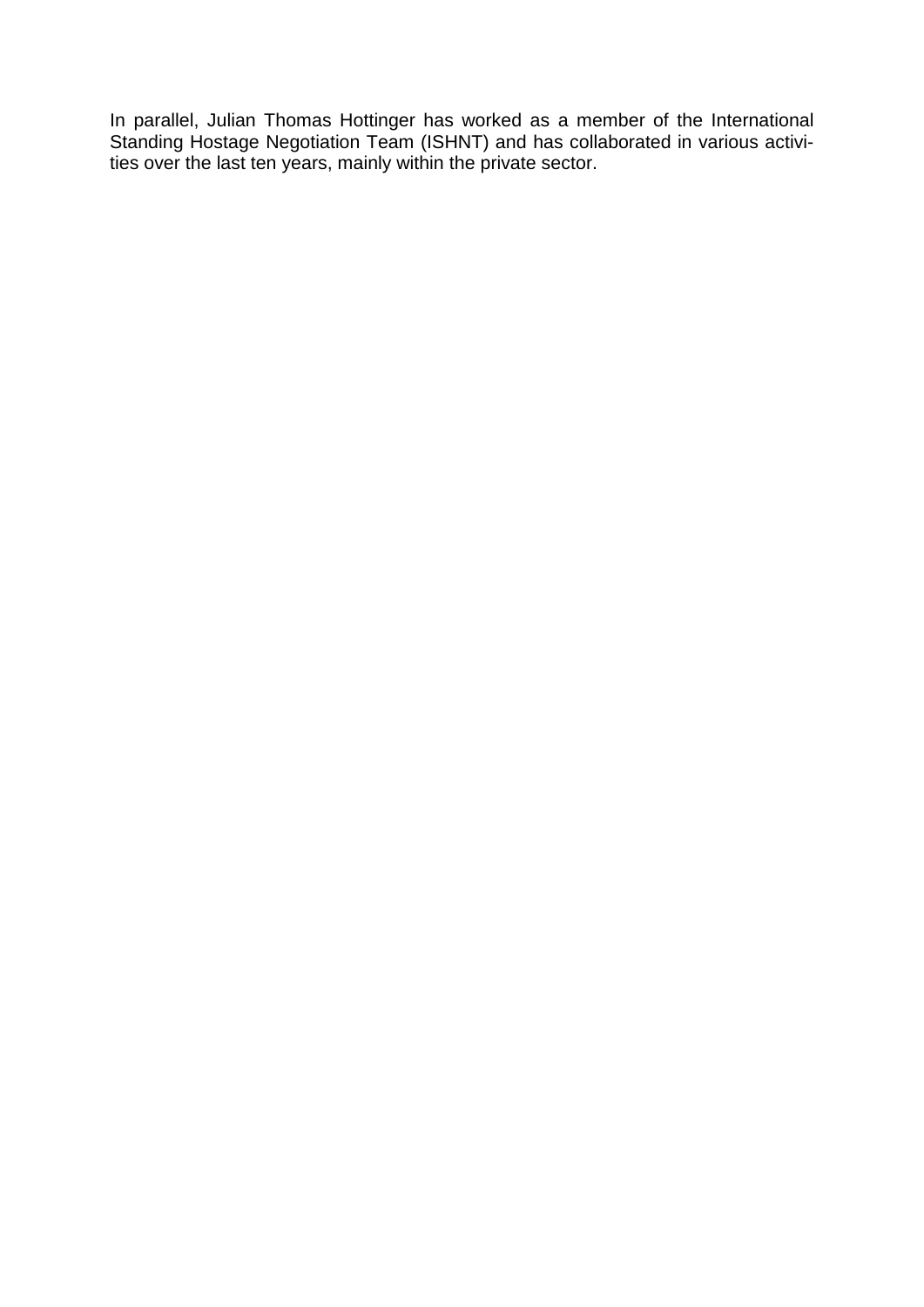In parallel, Julian Thomas Hottinger has worked as a member of the International Standing Hostage Negotiation Team (ISHNT) and has collaborated in various activities over the last ten years, mainly within the private sector.